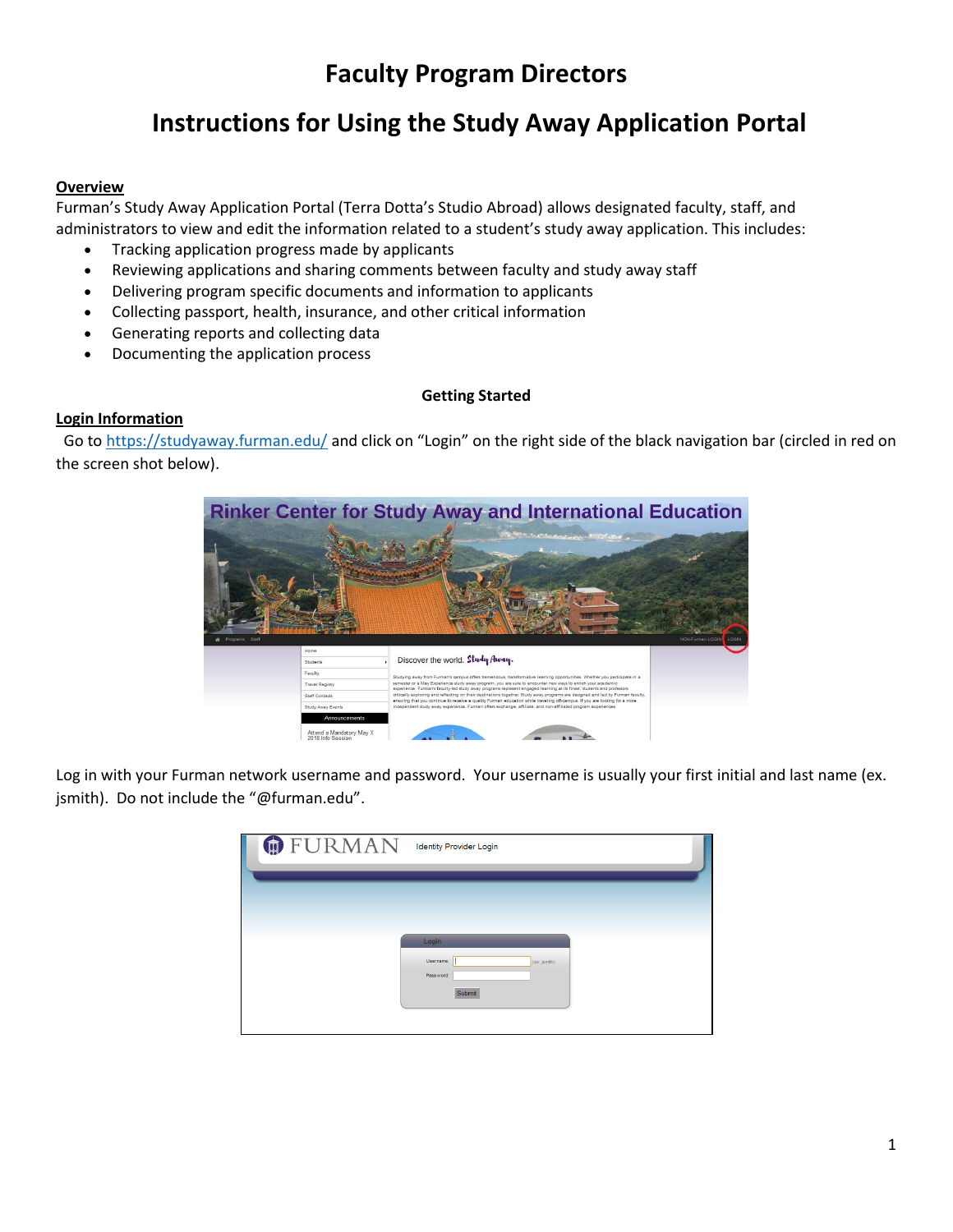# Faculty Program Directors

# Instructions for Using the Study Away Application Portal

**Overview**

Furman's Study Away Application Portal (Terra Dotta's Studio Abroad) allows designated faculty, staff, and administrators to view and edit the information related to a student's study away application. This includes:

- Tracking application progress made by applicants
- Reviewing applications and sharing comments between faculty and study away staff
- Delivering program specific documents and information to applicants
- Collecting passport, health, insurance, and other critical information
- Generating reports and collecting data
- Documenting the application process

## Getting Started

**Login Information**

Go to https://studyaway.furman.edu/ and click on "Login" on the right side of the black navigation bar (circled in red on the screen shot below).

Log in with your Furman network username and password. Your username is usually your first initial and last name (ex. jsmith). Do not include the "@furman.edu".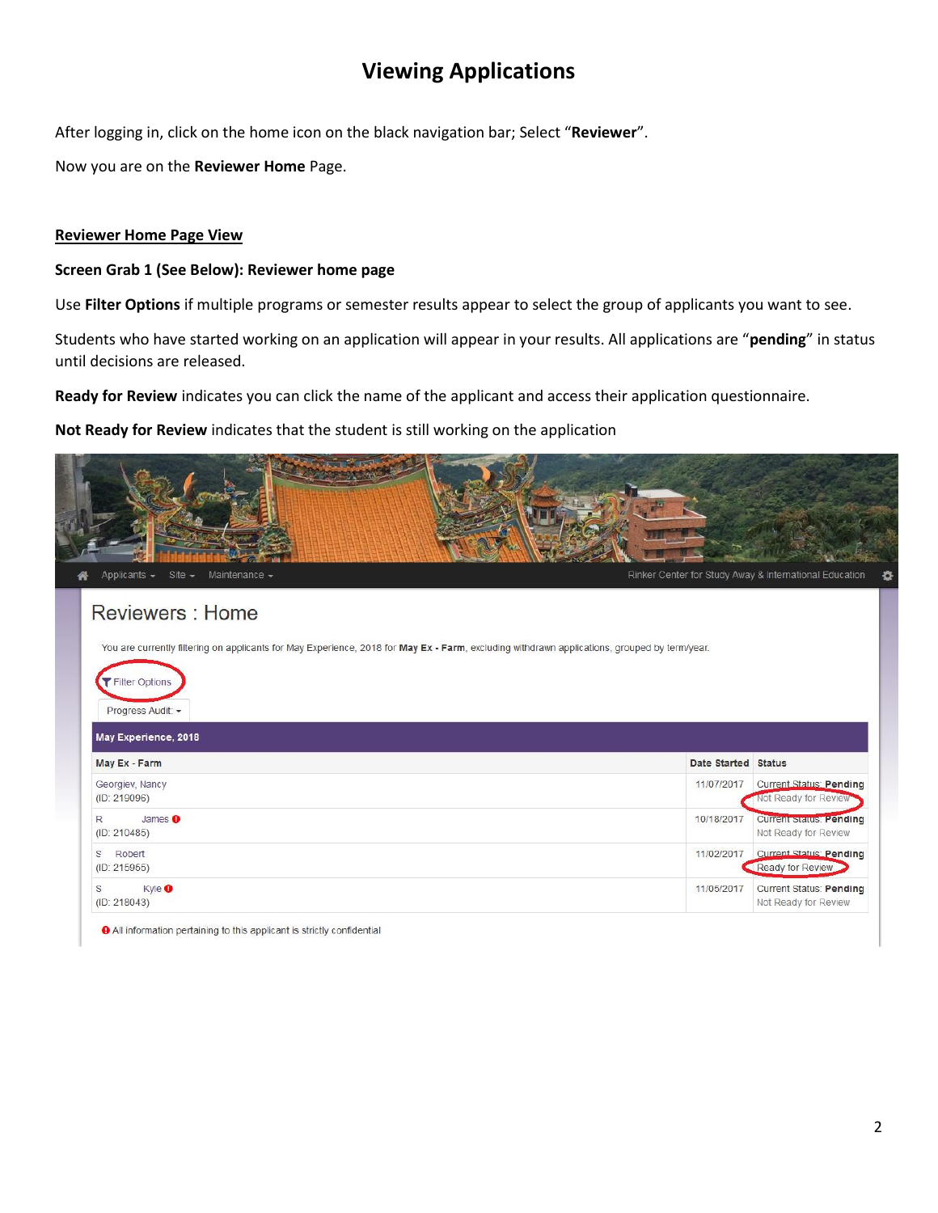# Viewing Applications

After logging in, click on the home icon on the black navigation bar; Select "**Reviewer**".

Now you are on the **Reviewer Home** Page.

## Reviewer Home Page View

**Screen Grab 1 (See Below): Reviewer home page**

Use **Filter Options** if multiple programs or semester results appear to select the group of applicants you want to see.

Students who have started working on an application will appear in your results. All applications are "**pending**" in status until decisions are released.

**Ready for Review** indicates you can click the name of the applicant and access their application questionnaire.

**Not Ready for Review** indicates that the student is still working on the application

Applicants ▾ Site ▾ Maintenance ▾ Rinker Center for Study Away & International Education

### Reviewers : Home

You are currently filtering on applicants for May Experience, 2018 for **May Ex - Farm**, excluding withdrawn applications, grouped by term/year.

Filter Options

Progress Audit ▾

**May Experience, 2018**

| May Ex - Farm | Date Started | Status |
| --- | --- | --- |
| Georgiev, Nancy (ID: 219096) | 11/07/2017 | Current Status: **Pending** Not Ready for Review |
| R James (ID: 210485) | 10/18/2017 | Current Status: **Pending** Not Ready for Review |
| S Robert (ID: 215965) | 11/02/2017 | Current Status: **Pending** Ready for Review |
| S Kyle (ID: 218043) | 11/05/2017 | Current Status: **Pending** Not Ready for Review |

All information pertaining to this applicant is strictly confidential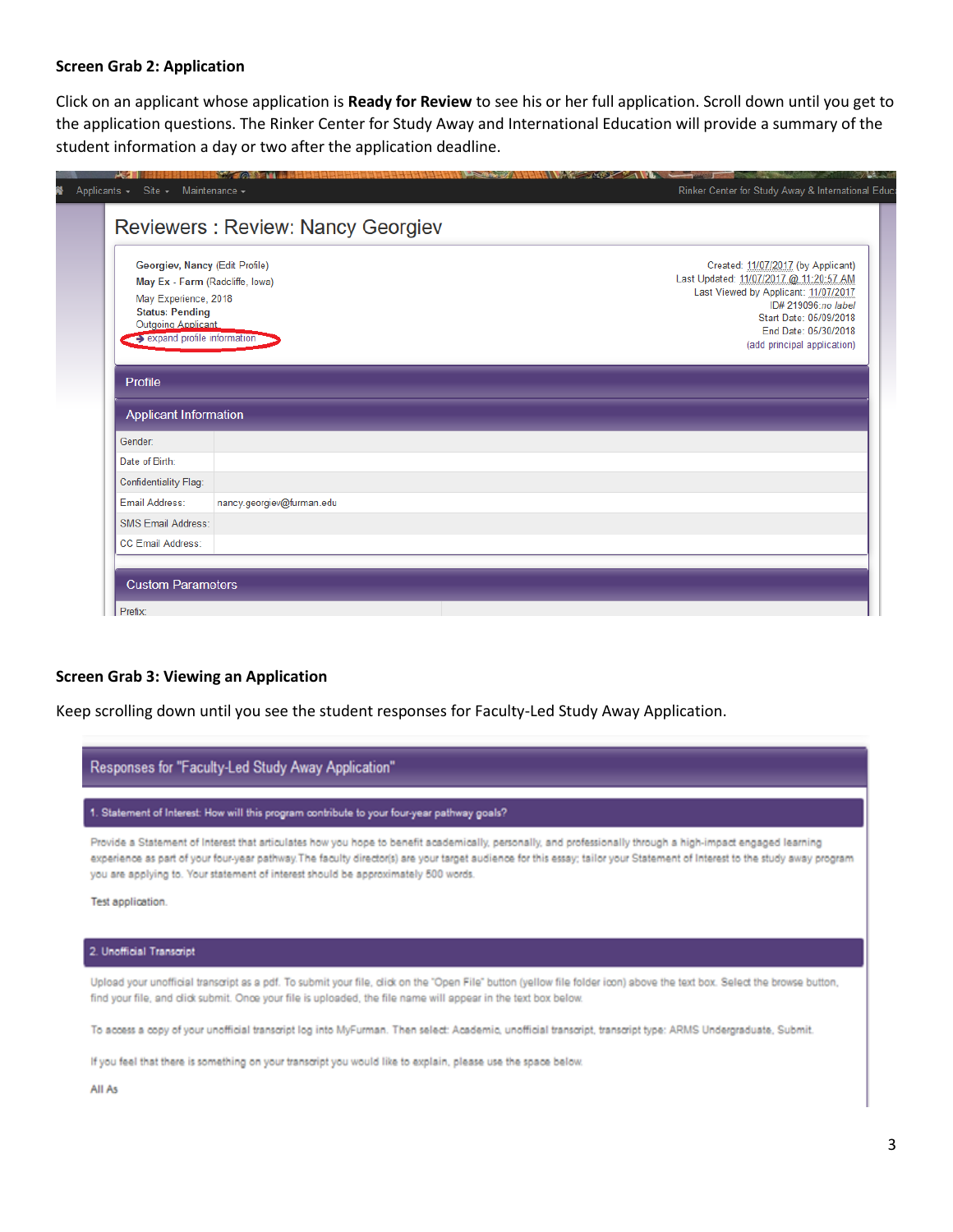**Screen Grab 2: Application**

Click on an applicant whose application is **Ready for Review** to see his or her full application. Scroll down until you get to the application questions. The Rinker Center for Study Away and International Education will provide a summary of the student information a day or two after the application deadline.

Applicants ▾ Site ▾ Maintenance ▾ Rinker Center for Study Away & International Educ

Reviewers : Review: Nancy Georgiev

**Georgiev, Nancy** (Edit Profile)
**May Ex - Farm** (Radcliffe, Iowa)
May Experience, 2018
**Status: Pending**
Outgoing Applicant
➔ expand profile information

Created: 11/07/2017 (by Applicant)
Last Updated: 11/07/2017 @ 11:20:57 AM
Last Viewed by Applicant: 11/07/2017
ID# 219096: *no label*
Start Date: 05/09/2018
End Date: 05/30/2018
(add principal application)

Profile

Applicant Information

| | |
|---|---|
| Gender: | |
| Date of Birth: | |
| Confidentiality Flag: | |
| Email Address: | nancy.georgiev@furman.edu |
| SMS Email Address: | |
| CC Email Address: | |

Custom Parameters

Prefix:

**Screen Grab 3: Viewing an Application**

Keep scrolling down until you see the student responses for Faculty-Led Study Away Application.

Responses for "Faculty-Led Study Away Application"

1. Statement of Interest: How will this program contribute to your four-year pathway goals?

Provide a Statement of Interest that articulates how you hope to benefit academically, personally, and professionally through a high-impact engaged learning experience as part of your four-year pathway. The faculty director(s) are your target audience for this essay; tailor your Statement of Interest to the study away program you are applying to. Your statement of interest should be approximately 500 words.

Test application.

2. Unofficial Transcript

Upload your unofficial transcript as a pdf. To submit your file, click on the "Open File" button (yellow file folder icon) above the text box. Select the browse button, find your file, and click submit. Once your file is uploaded, the file name will appear in the text box below.

To access a copy of your unofficial transcript log into MyFurman. Then select: Academic, unofficial transcript, transcript type: ARMS Undergraduate, Submit.

If you feel that there is something on your transcript you would like to explain, please use the space below.

All As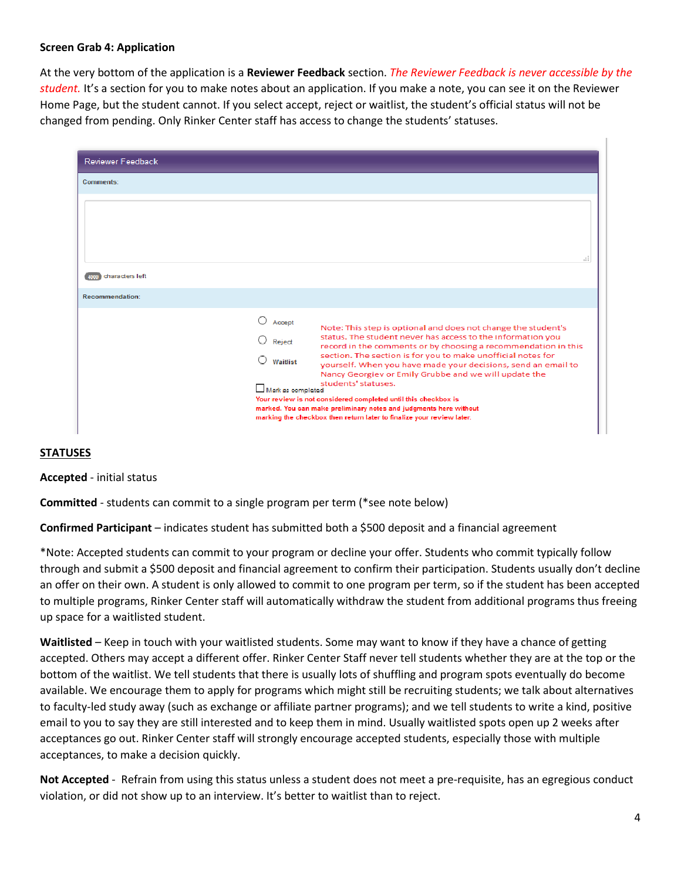**Screen Grab 4: Application**

At the very bottom of the application is a **Reviewer Feedback** section. *The Reviewer Feedback is never accessible by the student.* It's a section for you to make notes about an application. If you make a note, you can see it on the Reviewer Home Page, but the student cannot. If you select accept, reject or waitlist, the student's official status will not be changed from pending. Only Rinker Center staff has access to change the students' statuses.

Reviewer Feedback

Comments:

4000 characters left

Recommendation:

Accept

Reject

Waitlist

Note: This step is optional and does not change the student's status. The student never has access to the information you record in the comments or by choosing a recommendation in this section. The section is for you to make unofficial notes for yourself. When you have made your decisions, send an email to Nancy Georgiev or Emily Grubbe and we will update the students' statuses.

Mark as completed

Your review is not considered completed until this checkbox is marked. You can make preliminary notes and judgments here without marking the checkbox then return later to finalize your review later.

**STATUSES**

**Accepted** - initial status

**Committed** - students can commit to a single program per term (*see note below)

**Confirmed Participant** – indicates student has submitted both a $500 deposit and a financial agreement

*Note: Accepted students can commit to your program or decline your offer. Students who commit typically follow through and submit a $500 deposit and financial agreement to confirm their participation. Students usually don't decline an offer on their own. A student is only allowed to commit to one program per term, so if the student has been accepted to multiple programs, Rinker Center staff will automatically withdraw the student from additional programs thus freeing up space for a waitlisted student.

**Waitlisted** – Keep in touch with your waitlisted students. Some may want to know if they have a chance of getting accepted. Others may accept a different offer. Rinker Center Staff never tell students whether they are at the top or the bottom of the waitlist. We tell students that there is usually lots of shuffling and program spots eventually do become available. We encourage them to apply for programs which might still be recruiting students; we talk about alternatives to faculty-led study away (such as exchange or affiliate partner programs); and we tell students to write a kind, positive email to you to say they are still interested and to keep them in mind. Usually waitlisted spots open up 2 weeks after acceptances go out. Rinker Center staff will strongly encourage accepted students, especially those with multiple acceptances, to make a decision quickly.

**Not Accepted** - Refrain from using this status unless a student does not meet a pre-requisite, has an egregious conduct violation, or did not show up to an interview. It's better to waitlist than to reject.